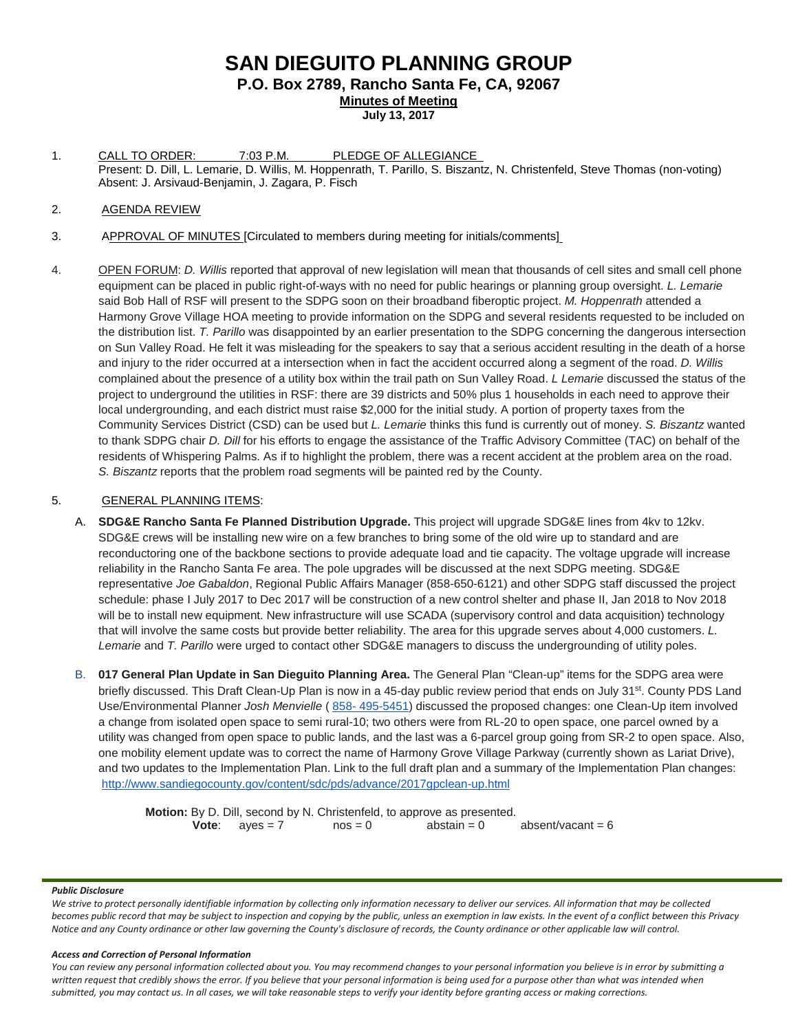# SAN DIEGUITO PLANNING GROUP

**P.O. Box 2789, Rancho Santa Fe, CA, 92067**

**Minutes of Meeting**

**July 13, 2017**

1. CALL TO ORDER: 7:03 P.M. PLEDGE OF ALLEGIANCE

   Present: D. Dill, L. Lemarie, D. Willis, M. Hoppenrath, T. Parillo, S. Biszantz, N. Christenfeld, Steve Thomas (non-voting)

   Absent: J. Arsivaud-Benjamin, J. Zagara, P. Fisch

2. AGENDA REVIEW

3. APPROVAL OF MINUTES [Circulated to members during meeting for initials/comments]

4. OPEN FORUM: *D. Willis* reported that approval of new legislation will mean that thousands of cell sites and small cell phone equipment can be placed in public right-of-ways with no need for public hearings or planning group oversight. *L. Lemarie* said Bob Hall of RSF will present to the SDPG soon on their broadband fiberoptic project. *M. Hoppenrath* attended a Harmony Grove Village HOA meeting to provide information on the SDPG and several residents requested to be included on the distribution list. *T. Parillo* was disappointed by an earlier presentation to the SDPG concerning the dangerous intersection on Sun Valley Road. He felt it was misleading for the speakers to say that a serious accident resulting in the death of a horse and injury to the rider occurred at a intersection when in fact the accident occurred along a segment of the road. *D. Willis* complained about the presence of a utility box within the trail path on Sun Valley Road. *L Lemarie* discussed the status of the project to underground the utilities in RSF: there are 39 districts and 50% plus 1 households in each need to approve their local undergrounding, and each district must raise $2,000 for the initial study. A portion of property taxes from the Community Services District (CSD) can be used but *L. Lemarie* thinks this fund is currently out of money. *S. Biszantz* wanted to thank SDPG chair *D. Dill* for his efforts to engage the assistance of the Traffic Advisory Committee (TAC) on behalf of the residents of Whispering Palms. As if to highlight the problem, there was a recent accident at the problem area on the road. *S. Biszantz* reports that the problem road segments will be painted red by the County.

5. GENERAL PLANNING ITEMS:

   A. **SDG&E Rancho Santa Fe Planned Distribution Upgrade.** This project will upgrade SDG&E lines from 4kv to 12kv. SDG&E crews will be installing new wire on a few branches to bring some of the old wire up to standard and are reconductoring one of the backbone sections to provide adequate load and tie capacity. The voltage upgrade will increase reliability in the Rancho Santa Fe area. The pole upgrades will be discussed at the next SDPG meeting. SDG&E representative *Joe Gabaldon*, Regional Public Affairs Manager (858-650-6121) and other SDPG staff discussed the project schedule: phase I July 2017 to Dec 2017 will be construction of a new control shelter and phase II, Jan 2018 to Nov 2018 will be to install new equipment. New infrastructure will use SCADA (supervisory control and data acquisition) technology that will involve the same costs but provide better reliability. The area for this upgrade serves about 4,000 customers. *L. Lemarie* and *T. Parillo* were urged to contact other SDG&E managers to discuss the undergrounding of utility poles.

   B. **017 General Plan Update in San Dieguito Planning Area.** The General Plan "Clean-up" items for the SDPG area were briefly discussed. This Draft Clean-Up Plan is now in a 45-day public review period that ends on July 31st. County PDS Land Use/Environmental Planner *Josh Menvielle* ( 858- 495-5451) discussed the proposed changes: one Clean-Up item involved a change from isolated open space to semi rural-10; two others were from RL-20 to open space, one parcel owned by a utility was changed from open space to public lands, and the last was a 6-parcel group going from SR-2 to open space. Also, one mobility element update was to correct the name of Harmony Grove Village Parkway (currently shown as Lariat Drive), and two updates to the Implementation Plan. Link to the full draft plan and a summary of the Implementation Plan changes: http://www.sandiegocounty.gov/content/sdc/pds/advance/2017gpclean-up.html

      **Motion:** By D. Dill, second by N. Christenfeld, to approve as presented.

      **Vote**: ayes = 7 nos = 0 abstain = 0 absent/vacant = 6

***Public Disclosure***

*We strive to protect personally identifiable information by collecting only information necessary to deliver our services. All information that may be collected becomes public record that may be subject to inspection and copying by the public, unless an exemption in law exists. In the event of a conflict between this Privacy Notice and any County ordinance or other law governing the County's disclosure of records, the County ordinance or other applicable law will control.*

***Access and Correction of Personal Information***

*You can review any personal information collected about you. You may recommend changes to your personal information you believe is in error by submitting a written request that credibly shows the error. If you believe that your personal information is being used for a purpose other than what was intended when submitted, you may contact us. In all cases, we will take reasonable steps to verify your identity before granting access or making corrections.*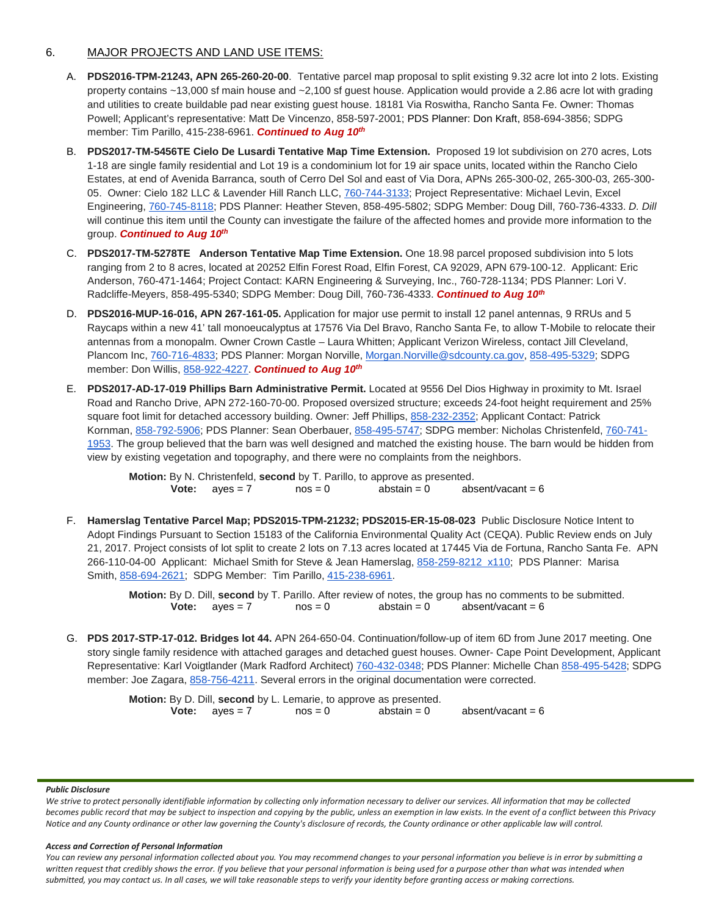## 6. MAJOR PROJECTS AND LAND USE ITEMS:

A. **PDS2016-TPM-21243, APN 265-260-20-00**. Tentative parcel map proposal to split existing 9.32 acre lot into 2 lots. Existing property contains ~13,000 sf main house and ~2,100 sf guest house. Application would provide a 2.86 acre lot with grading and utilities to create buildable pad near existing guest house. 18181 Via Roswitha, Rancho Santa Fe. Owner: Thomas Powell; Applicant's representative: Matt De Vincenzo, 858-597-2001; PDS Planner: Don Kraft, 858-694-3856; SDPG member: Tim Parillo, 415-238-6961. ***Continued to Aug 10th***

B. **PDS2017-TM-5456TE Cielo De Lusardi Tentative Map Time Extension.** Proposed 19 lot subdivision on 270 acres, Lots 1-18 are single family residential and Lot 19 is a condominium lot for 19 air space units, located within the Rancho Cielo Estates, at end of Avenida Barranca, south of Cerro Del Sol and east of Via Dora, APNs 265-300-02, 265-300-03, 265-300-05. Owner: Cielo 182 LLC & Lavender Hill Ranch LLC, 760-744-3133; Project Representative: Michael Levin, Excel Engineering, 760-745-8118; PDS Planner: Heather Steven, 858-495-5802; SDPG Member: Doug Dill, 760-736-4333. *D. Dill* will continue this item until the County can investigate the failure of the affected homes and provide more information to the group. ***Continued to Aug 10th***

C. **PDS2017-TM-5278TE Anderson Tentative Map Time Extension.** One 18.98 parcel proposed subdivision into 5 lots ranging from 2 to 8 acres, located at 20252 Elfin Forest Road, Elfin Forest, CA 92029, APN 679-100-12. Applicant: Eric Anderson, 760-471-1464; Project Contact: KARN Engineering & Surveying, Inc., 760-728-1134; PDS Planner: Lori V. Radcliffe-Meyers, 858-495-5340; SDPG Member: Doug Dill, 760-736-4333. ***Continued to Aug 10th***

D. **PDS2016-MUP-16-016, APN 267-161-05.** Application for major use permit to install 12 panel antennas, 9 RRUs and 5 Raycaps within a new 41' tall monoeucalyptus at 17576 Via Del Bravo, Rancho Santa Fe, to allow T-Mobile to relocate their antennas from a monopalm. Owner Crown Castle – Laura Whitten; Applicant Verizon Wireless, contact Jill Cleveland, Plancom Inc, 760-716-4833; PDS Planner: Morgan Norville, Morgan.Norville@sdcounty.ca.gov, 858-495-5329; SDPG member: Don Willis, 858-922-4227. ***Continued to Aug 10th***

E. **PDS2017-AD-17-019 Phillips Barn Administrative Permit.** Located at 9556 Del Dios Highway in proximity to Mt. Israel Road and Rancho Drive, APN 272-160-70-00. Proposed oversized structure; exceeds 24-foot height requirement and 25% square foot limit for detached accessory building. Owner: Jeff Phillips, 858-232-2352; Applicant Contact: Patrick Kornman, 858-792-5906; PDS Planner: Sean Oberbauer, 858-495-5747; SDPG member: Nicholas Christenfeld, 760-741-1953. The group believed that the barn was well designed and matched the existing house. The barn would be hidden from view by existing vegetation and topography, and there were no complaints from the neighbors.

> **Motion:** By N. Christenfeld, **second** by T. Parillo, to approve as presented.
> **Vote:** ayes = 7 nos = 0 abstain = 0 absent/vacant = 6

F. **Hamerslag Tentative Parcel Map; PDS2015-TPM-21232; PDS2015-ER-15-08-023** Public Disclosure Notice Intent to Adopt Findings Pursuant to Section 15183 of the California Environmental Quality Act (CEQA). Public Review ends on July 21, 2017. Project consists of lot split to create 2 lots on 7.13 acres located at 17445 Via de Fortuna, Rancho Santa Fe. APN 266-110-04-00 Applicant: Michael Smith for Steve & Jean Hamerslag, 858-259-8212 x110; PDS Planner: Marisa Smith, 858-694-2621; SDPG Member: Tim Parillo, 415-238-6961.

> **Motion:** By D. Dill, **second** by T. Parillo. After review of notes, the group has no comments to be submitted.
> **Vote:** ayes = 7 nos = 0 abstain = 0 absent/vacant = 6

G. **PDS 2017-STP-17-012. Bridges lot 44.** APN 264-650-04. Continuation/follow-up of item 6D from June 2017 meeting. One story single family residence with attached garages and detached guest houses. Owner- Cape Point Development, Applicant Representative: Karl Voigtlander (Mark Radford Architect) 760-432-0348; PDS Planner: Michelle Chan 858-495-5428; SDPG member: Joe Zagara, 858-756-4211. Several errors in the original documentation were corrected.

> **Motion:** By D. Dill, **second** by L. Lemarie, to approve as presented.
> **Vote:** ayes = 7 nos = 0 abstain = 0 absent/vacant = 6

***Public Disclosure***

*We strive to protect personally identifiable information by collecting only information necessary to deliver our services. All information that may be collected becomes public record that may be subject to inspection and copying by the public, unless an exemption in law exists. In the event of a conflict between this Privacy Notice and any County ordinance or other law governing the County's disclosure of records, the County ordinance or other applicable law will control.*

***Access and Correction of Personal Information***

*You can review any personal information collected about you. You may recommend changes to your personal information you believe is in error by submitting a written request that credibly shows the error. If you believe that your personal information is being used for a purpose other than what was intended when submitted, you may contact us. In all cases, we will take reasonable steps to verify your identity before granting access or making corrections.*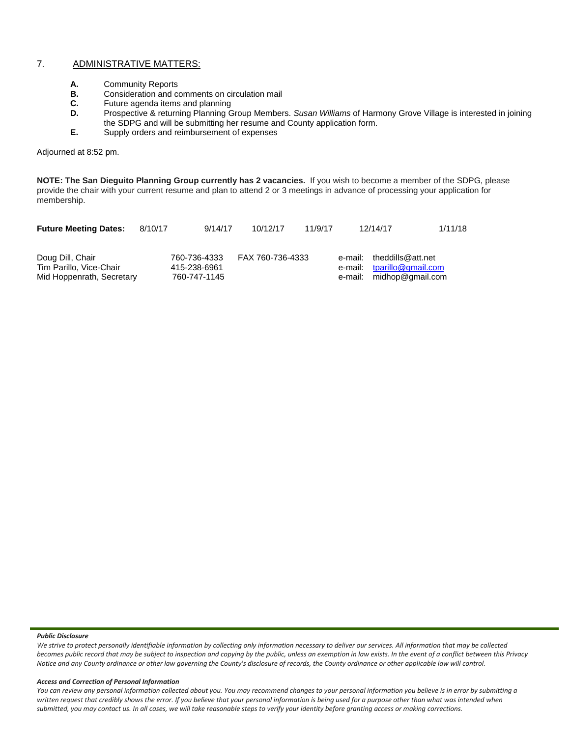## 7. ADMINISTRATIVE MATTERS:

- **A.** Community Reports
- **B.** Consideration and comments on circulation mail
- **C.** Future agenda items and planning
- **D.** Prospective & returning Planning Group Members. *Susan Williams* of Harmony Grove Village is interested in joining the SDPG and will be submitting her resume and County application form.
- **E.** Supply orders and reimbursement of expenses

Adjourned at 8:52 pm.

**NOTE: The San Dieguito Planning Group currently has 2 vacancies.** If you wish to become a member of the SDPG, please provide the chair with your current resume and plan to attend 2 or 3 meetings in advance of processing your application for membership.

**Future Meeting Dates:** 8/10/17 9/14/17 10/12/17 11/9/17 12/14/17 1/11/18

| | | | |
|---|---|---|---|
| Doug Dill, Chair | 760-736-4333 | FAX 760-736-4333 | e-mail: theddills@att.net |
| Tim Parillo, Vice-Chair | 415-238-6961 | | e-mail: tparillo@gmail.com |
| Mid Hoppenrath, Secretary | 760-747-1145 | | e-mail: midhop@gmail.com |

***Public Disclosure***

*We strive to protect personally identifiable information by collecting only information necessary to deliver our services. All information that may be collected becomes public record that may be subject to inspection and copying by the public, unless an exemption in law exists. In the event of a conflict between this Privacy Notice and any County ordinance or other law governing the County's disclosure of records, the County ordinance or other applicable law will control.*

***Access and Correction of Personal Information***

*You can review any personal information collected about you. You may recommend changes to your personal information you believe is in error by submitting a written request that credibly shows the error. If you believe that your personal information is being used for a purpose other than what was intended when submitted, you may contact us. In all cases, we will take reasonable steps to verify your identity before granting access or making corrections.*